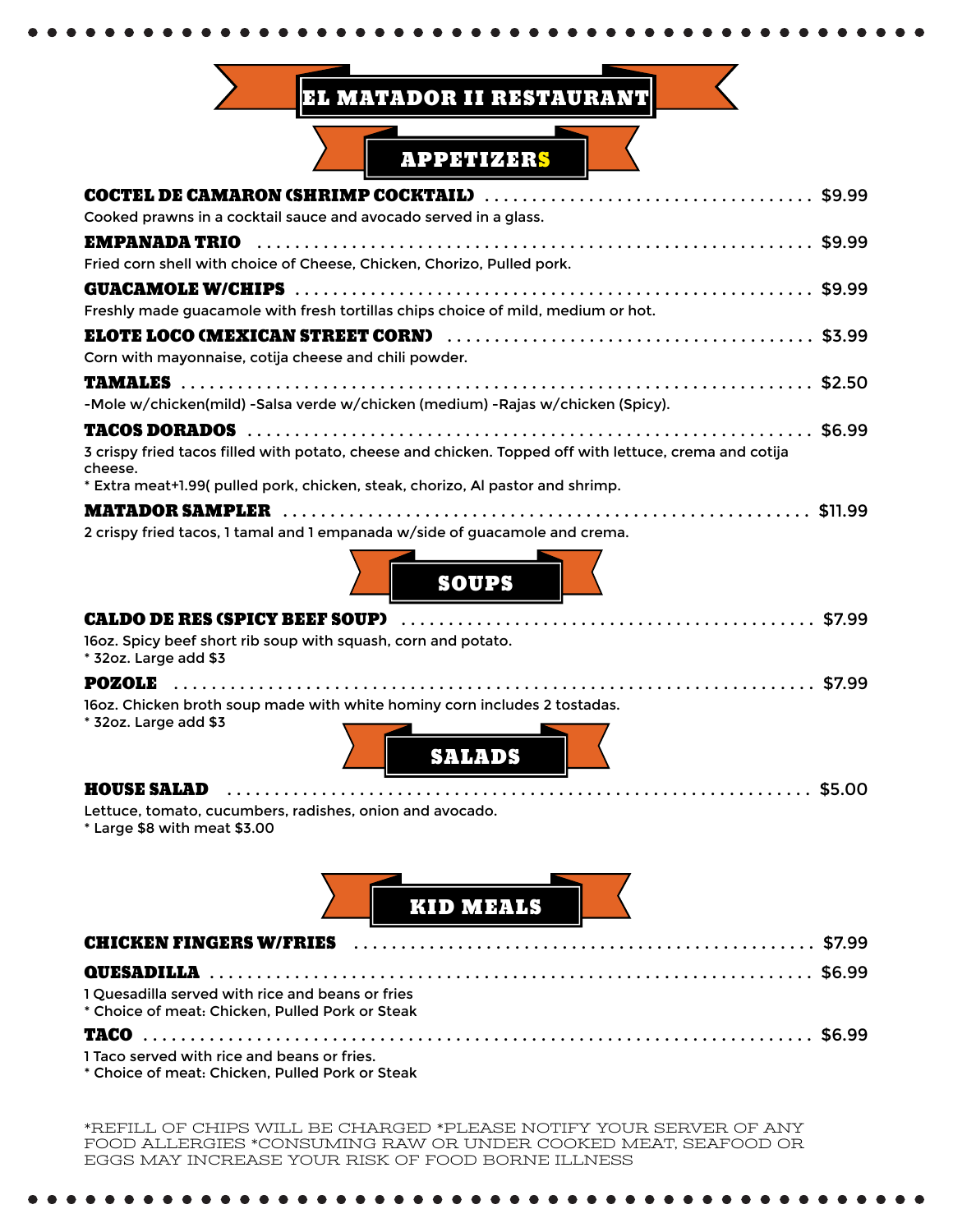# EL MATADOR II RESTAURANT

## APPETIZERS

**COCTEL DE CAMARON (SHRIMP COCKTAIL)** .................................. $9.99

Cooked prawns in a cocktail sauce and avocado served in a glass.

**EMPANADA TRIO** .................................. $9.99

Fried corn shell with choice of Cheese, Chicken, Chorizo, Pulled pork.

**GUACAMOLE W/CHIPS** .................................. $9.99

Freshly made guacamole with fresh tortillas chips choice of mild, medium or hot.

**ELOTE LOCO (MEXICAN STREET CORN)** .................................. $3.99

Corn with mayonnaise, cotija cheese and chili powder.

**TAMALES** .................................. $2.50

-Mole w/chicken(mild) -Salsa verde w/chicken (medium) -Rajas w/chicken (Spicy).

**TACOS DORADOS** .................................. $6.99

3 crispy fried tacos filled with potato, cheese and chicken. Topped off with lettuce, crema and cotija cheese.

* Extra meat+1.99( pulled pork, chicken, steak, chorizo, Al pastor and shrimp.

**MATADOR SAMPLER** .................................. $11.99

2 crispy fried tacos, 1 tamal and 1 empanada w/side of guacamole and crema.

## SOUPS

**CALDO DE RES (SPICY BEEF SOUP)** .................................. $7.99

16oz. Spicy beef short rib soup with squash, corn and potato.

* 32oz. Large add $3

**POZOLE** .................................. $7.99

16oz. Chicken broth soup made with white hominy corn includes 2 tostadas.

* 32oz. Large add $3

## SALADS

**HOUSE SALAD** .................................. $5.00

Lettuce, tomato, cucumbers, radishes, onion and avocado.

* Large $8 with meat $3.00

## KID MEALS

**CHICKEN FINGERS W/FRIES** .................................. $7.99

**QUESADILLA** .................................. $6.99

1 Quesadilla served with rice and beans or fries

* Choice of meat: Chicken, Pulled Pork or Steak

**TACO** .................................. $6.99

1 Taco served with rice and beans or fries.

* Choice of meat: Chicken, Pulled Pork or Steak

*REFILL OF CHIPS WILL BE CHARGED *PLEASE NOTIFY YOUR SERVER OF ANY FOOD ALLERGIES *CONSUMING RAW OR UNDER COOKED MEAT, SEAFOOD OR EGGS MAY INCREASE YOUR RISK OF FOOD BORNE ILLNESS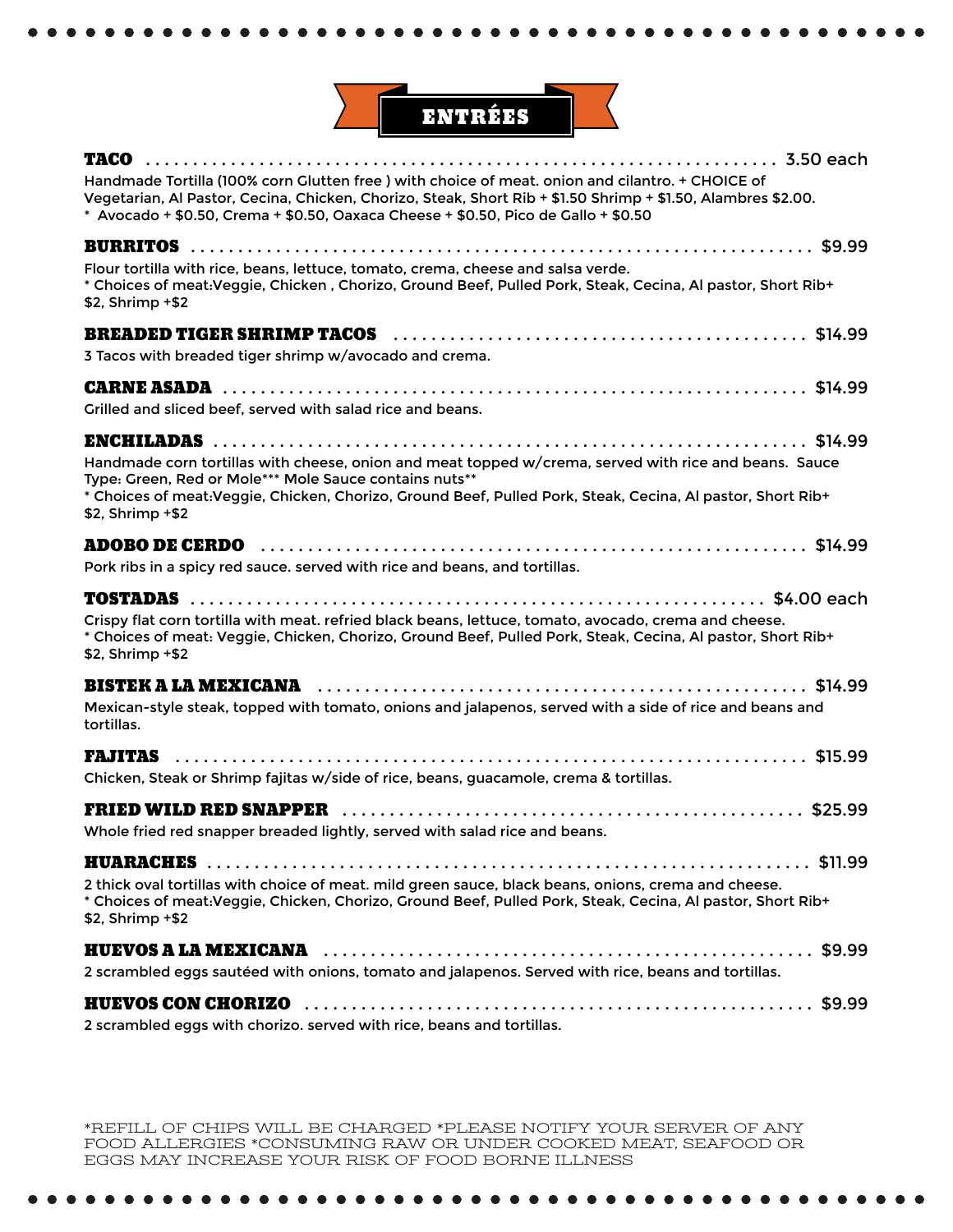# ENTRÉES

**TACO** .......... 3.50 each

Handmade Tortilla (100% corn Glutten free ) with choice of meat. onion and cilantro. + CHOICE of Vegetarian, Al Pastor, Cecina, Chicken, Chorizo, Steak, Short Rib + $1.50 Shrimp + $1.50, Alambres $2.00.
* Avocado + $0.50, Crema + $0.50, Oaxaca Cheese + $0.50, Pico de Gallo + $0.50

**BURRITOS** .......... $9.99

Flour tortilla with rice, beans, lettuce, tomato, crema, cheese and salsa verde.
* Choices of meat:Veggie, Chicken , Chorizo, Ground Beef, Pulled Pork, Steak, Cecina, Al pastor, Short Rib+ $2, Shrimp +$2

**BREADED TIGER SHRIMP TACOS** .......... $14.99

3 Tacos with breaded tiger shrimp w/avocado and crema.

**CARNE ASADA** .......... $14.99

Grilled and sliced beef, served with salad rice and beans.

**ENCHILADAS** .......... $14.99

Handmade corn tortillas with cheese, onion and meat topped w/crema, served with rice and beans. Sauce Type: Green, Red or Mole*** Mole Sauce contains nuts**
* Choices of meat:Veggie, Chicken, Chorizo, Ground Beef, Pulled Pork, Steak, Cecina, Al pastor, Short Rib+ $2, Shrimp +$2

**ADOBO DE CERDO** .......... $14.99

Pork ribs in a spicy red sauce. served with rice and beans, and tortillas.

**TOSTADAS** .......... $4.00 each

Crispy flat corn tortilla with meat. refried black beans, lettuce, tomato, avocado, crema and cheese.
* Choices of meat: Veggie, Chicken, Chorizo, Ground Beef, Pulled Pork, Steak, Cecina, Al pastor, Short Rib+ $2, Shrimp +$2

**BISTEK A LA MEXICANA** .......... $14.99

Mexican-style steak, topped with tomato, onions and jalapenos, served with a side of rice and beans and tortillas.

**FAJITAS** .......... $15.99

Chicken, Steak or Shrimp fajitas w/side of rice, beans, guacamole, crema & tortillas.

**FRIED WILD RED SNAPPER** .......... $25.99

Whole fried red snapper breaded lightly, served with salad rice and beans.

**HUARACHES** .......... $11.99

2 thick oval tortillas with choice of meat. mild green sauce, black beans, onions, crema and cheese.
* Choices of meat:Veggie, Chicken, Chorizo, Ground Beef, Pulled Pork, Steak, Cecina, Al pastor, Short Rib+ $2, Shrimp +$2

**HUEVOS A LA MEXICANA** .......... $9.99

2 scrambled eggs sautéed with onions, tomato and jalapenos. Served with rice, beans and tortillas.

**HUEVOS CON CHORIZO** .......... $9.99

2 scrambled eggs with chorizo. served with rice, beans and tortillas.

*REFILL OF CHIPS WILL BE CHARGED *PLEASE NOTIFY YOUR SERVER OF ANY FOOD ALLERGIES *CONSUMING RAW OR UNDER COOKED MEAT, SEAFOOD OR EGGS MAY INCREASE YOUR RISK OF FOOD BORNE ILLNESS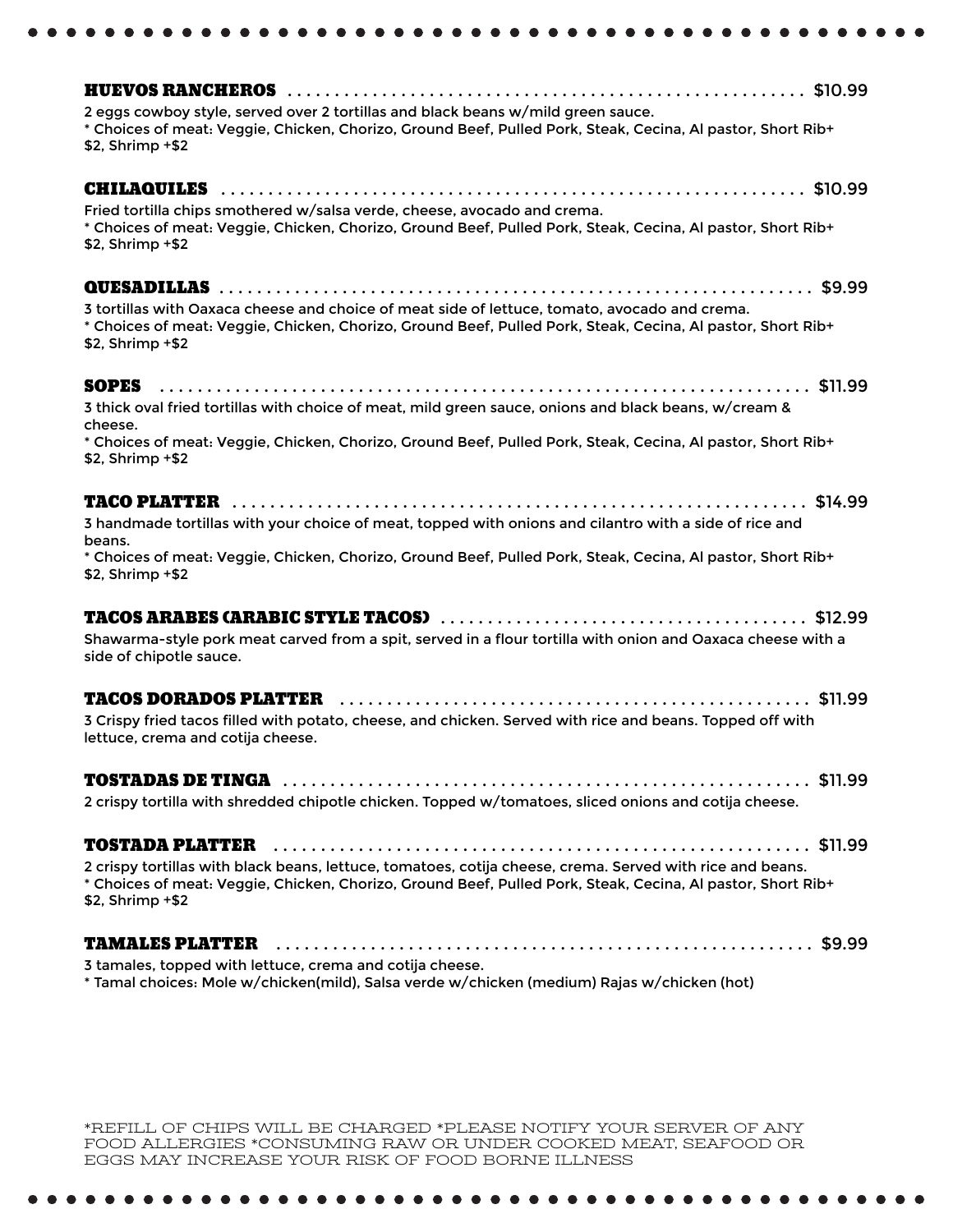### HUEVOS RANCHEROS ........ $10.99

2 eggs cowboy style, served over 2 tortillas and black beans w/mild green sauce.
* Choices of meat: Veggie, Chicken, Chorizo, Ground Beef, Pulled Pork, Steak, Cecina, Al pastor, Short Rib+ $2, Shrimp +$2

### CHILAQUILES ........ $10.99

Fried tortilla chips smothered w/salsa verde, cheese, avocado and crema.
* Choices of meat: Veggie, Chicken, Chorizo, Ground Beef, Pulled Pork, Steak, Cecina, Al pastor, Short Rib+ $2, Shrimp +$2

### QUESADILLAS ........ $9.99

3 tortillas with Oaxaca cheese and choice of meat side of lettuce, tomato, avocado and crema.
* Choices of meat: Veggie, Chicken, Chorizo, Ground Beef, Pulled Pork, Steak, Cecina, Al pastor, Short Rib+ $2, Shrimp +$2

### SOPES ........ $11.99

3 thick oval fried tortillas with choice of meat, mild green sauce, onions and black beans, w/cream & cheese.
* Choices of meat: Veggie, Chicken, Chorizo, Ground Beef, Pulled Pork, Steak, Cecina, Al pastor, Short Rib+ $2, Shrimp +$2

### TACO PLATTER ........ $14.99

3 handmade tortillas with your choice of meat, topped with onions and cilantro with a side of rice and beans.
* Choices of meat: Veggie, Chicken, Chorizo, Ground Beef, Pulled Pork, Steak, Cecina, Al pastor, Short Rib+ $2, Shrimp +$2

### TACOS ARABES (ARABIC STYLE TACOS) ........ $12.99

Shawarma-style pork meat carved from a spit, served in a flour tortilla with onion and Oaxaca cheese with a side of chipotle sauce.

### TACOS DORADOS PLATTER ........ $11.99

3 Crispy fried tacos filled with potato, cheese, and chicken. Served with rice and beans. Topped off with lettuce, crema and cotija cheese.

### TOSTADAS DE TINGA ........ $11.99

2 crispy tortilla with shredded chipotle chicken. Topped w/tomatoes, sliced onions and cotija cheese.

### TOSTADA PLATTER ........ $11.99

2 crispy tortillas with black beans, lettuce, tomatoes, cotija cheese, crema. Served with rice and beans.
* Choices of meat: Veggie, Chicken, Chorizo, Ground Beef, Pulled Pork, Steak, Cecina, Al pastor, Short Rib+ $2, Shrimp +$2

### TAMALES PLATTER ........ $9.99

3 tamales, topped with lettuce, crema and cotija cheese.
* Tamal choices: Mole w/chicken(mild), Salsa verde w/chicken (medium) Rajas w/chicken (hot)

*REFILL OF CHIPS WILL BE CHARGED *PLEASE NOTIFY YOUR SERVER OF ANY FOOD ALLERGIES *CONSUMING RAW OR UNDER COOKED MEAT, SEAFOOD OR EGGS MAY INCREASE YOUR RISK OF FOOD BORNE ILLNESS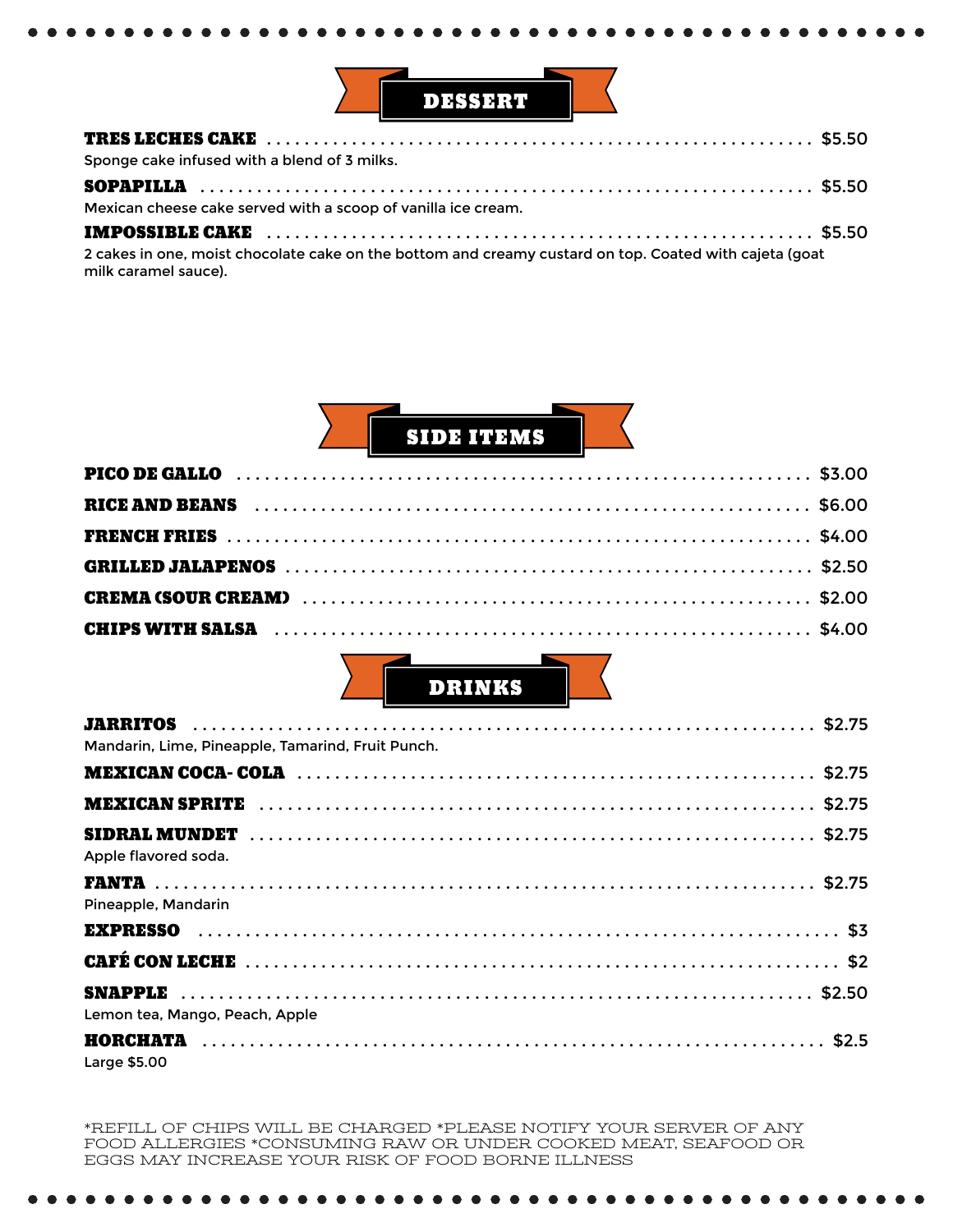## DESSERT

**TRES LECHES CAKE** ........ $5.50
Sponge cake infused with a blend of 3 milks.

**SOPAPILLA** ........ $5.50
Mexican cheese cake served with a scoop of vanilla ice cream.

**IMPOSSIBLE CAKE** ........ $5.50
2 cakes in one, moist chocolate cake on the bottom and creamy custard on top. Coated with cajeta (goat milk caramel sauce).

## SIDE ITEMS

**PICO DE GALLO** ........ $3.00

**RICE AND BEANS** ........ $6.00

**FRENCH FRIES** ........ $4.00

**GRILLED JALAPENOS** ........ $2.50

**CREMA (SOUR CREAM)** ........ $2.00

**CHIPS WITH SALSA** ........ $4.00

## DRINKS

**JARRITOS** ........ $2.75
Mandarin, Lime, Pineapple, Tamarind, Fruit Punch.

**MEXICAN COCA- COLA** ........ $2.75

**MEXICAN SPRITE** ........ $2.75

**SIDRAL MUNDET** ........ $2.75
Apple flavored soda.

**FANTA** ........ $2.75
Pineapple, Mandarin

**EXPRESSO** ........ $3

**CAFÉ CON LECHE** ........ $2

**SNAPPLE** ........ $2.50
Lemon tea, Mango, Peach, Apple

**HORCHATA** ........ $2.5
Large $5.00

*REFILL OF CHIPS WILL BE CHARGED *PLEASE NOTIFY YOUR SERVER OF ANY FOOD ALLERGIES *CONSUMING RAW OR UNDER COOKED MEAT, SEAFOOD OR EGGS MAY INCREASE YOUR RISK OF FOOD BORNE ILLNESS